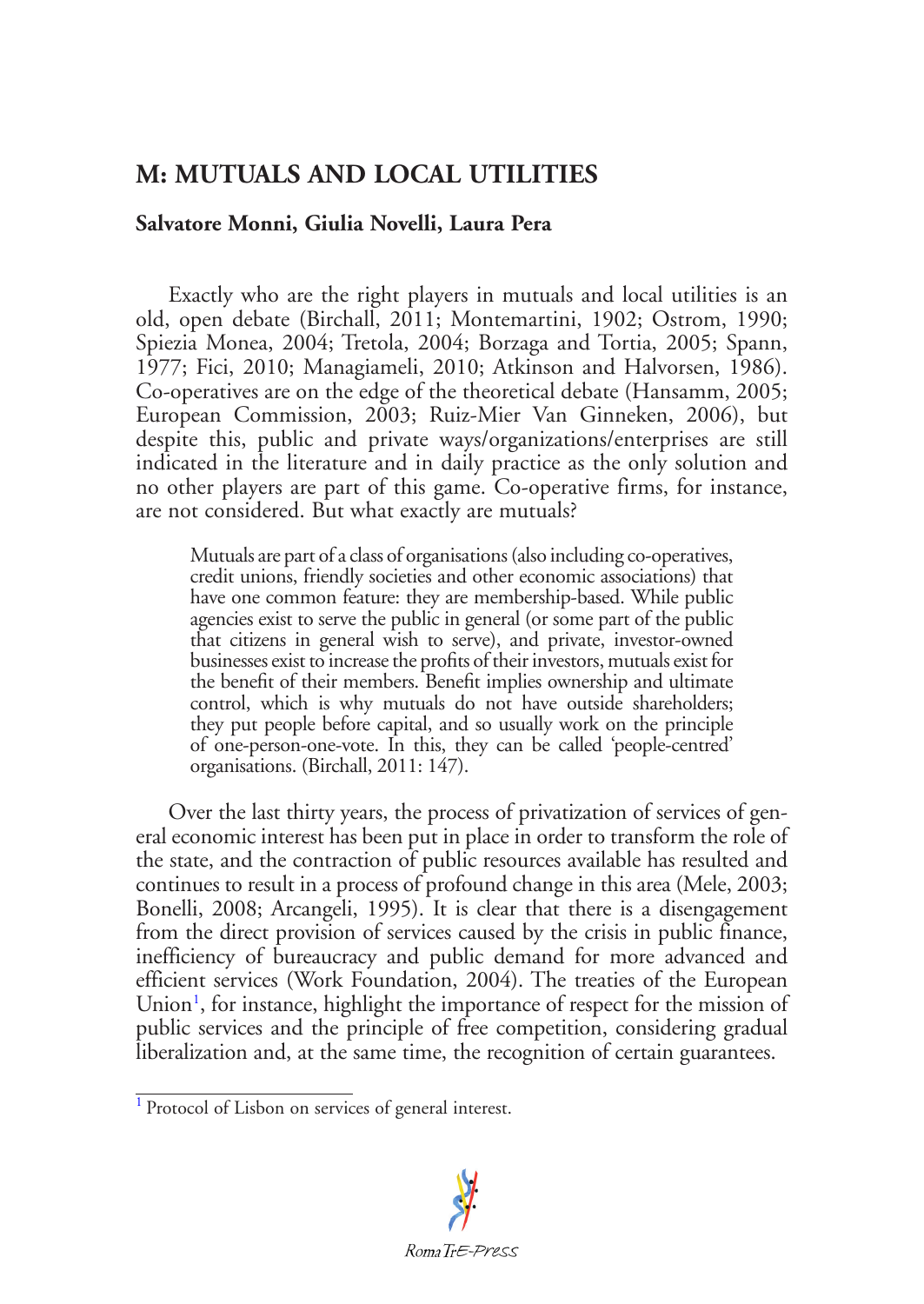# M: MUTUALS AND LOCAL UTILITIES

**Salvatore Monni, Giulia Novelli, Laura Pera**

Exactly who are the right players in mutuals and local utilities is an old, open debate (Birchall, 2011; Montemartini, 1902; Ostrom, 1990; Spiezia Monea, 2004; Tretola, 2004; Borzaga and Tortia, 2005; Spann, 1977; Fici, 2010; Managiameli, 2010; Atkinson and Halvorsen, 1986). Co-operatives are on the edge of the theoretical debate (Hansamm, 2005; European Commission, 2003; Ruiz-Mier Van Ginneken, 2006), but despite this, public and private ways/organizations/enterprises are still indicated in the literature and in daily practice as the only solution and no other players are part of this game. Co-operative firms, for instance, are not considered. But what exactly are mutuals?

> Mutuals are part of a class of organisations (also including co-operatives, credit unions, friendly societies and other economic associations) that have one common feature: they are membership-based. While public agencies exist to serve the public in general (or some part of the public that citizens in general wish to serve), and private, investor-owned businesses exist to increase the profits of their investors, mutuals exist for the benefit of their members. Benefit implies ownership and ultimate control, which is why mutuals do not have outside shareholders; they put people before capital, and so usually work on the principle of one-person-one-vote. In this, they can be called 'people-centred' organisations. (Birchall, 2011: 147).

Over the last thirty years, the process of privatization of services of general economic interest has been put in place in order to transform the role of the state, and the contraction of public resources available has resulted and continues to result in a process of profound change in this area (Mele, 2003; Bonelli, 2008; Arcangeli, 1995). It is clear that there is a disengagement from the direct provision of services caused by the crisis in public finance, inefficiency of bureaucracy and public demand for more advanced and efficient services (Work Foundation, 2004). The treaties of the European Union[1], for instance, highlight the importance of respect for the mission of public services and the principle of free competition, considering gradual liberalization and, at the same time, the recognition of certain guarantees.

[1] Protocol of Lisbon on services of general interest.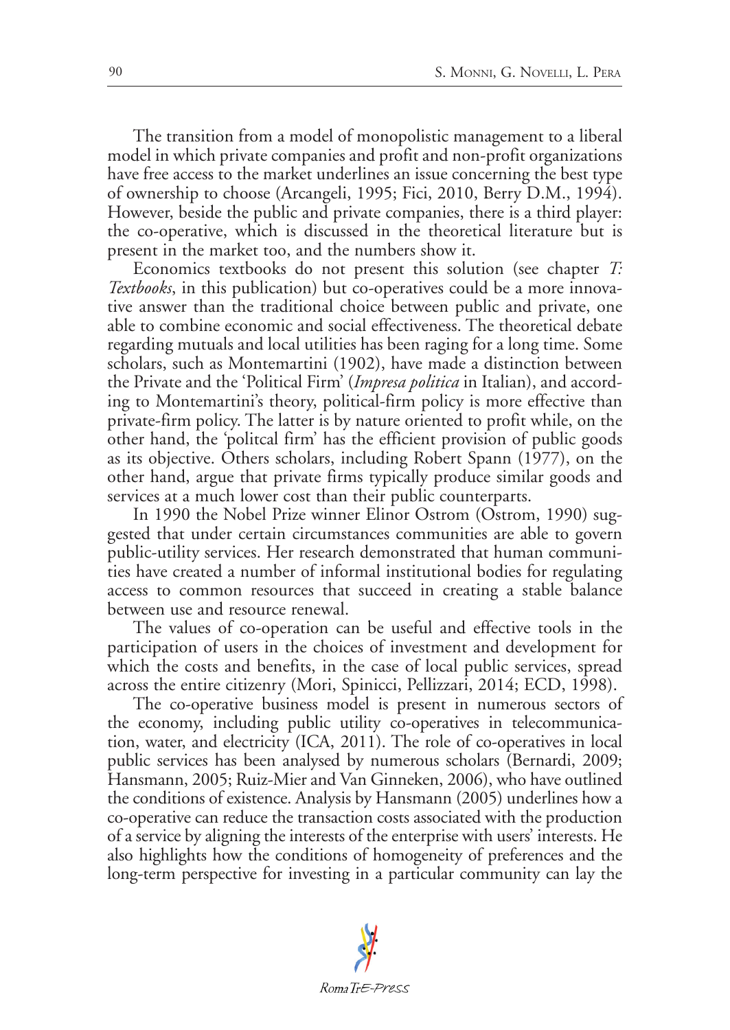The transition from a model of monopolistic management to a liberal model in which private companies and profit and non-profit organizations have free access to the market underlines an issue concerning the best type of ownership to choose (Arcangeli, 1995; Fici, 2010, Berry D.M., 1994). However, beside the public and private companies, there is a third player: the co-operative, which is discussed in the theoretical literature but is present in the market too, and the numbers show it.

Economics textbooks do not present this solution (see chapter *T: Textbooks*, in this publication) but co-operatives could be a more innovative answer than the traditional choice between public and private, one able to combine economic and social effectiveness. The theoretical debate regarding mutuals and local utilities has been raging for a long time. Some scholars, such as Montemartini (1902), have made a distinction between the Private and the 'Political Firm' (*Impresa politica* in Italian), and according to Montemartini's theory, political-firm policy is more effective than private-firm policy. The latter is by nature oriented to profit while, on the other hand, the 'politcal firm' has the efficient provision of public goods as its objective. Others scholars, including Robert Spann (1977), on the other hand, argue that private firms typically produce similar goods and services at a much lower cost than their public counterparts.

In 1990 the Nobel Prize winner Elinor Ostrom (Ostrom, 1990) suggested that under certain circumstances communities are able to govern public-utility services. Her research demonstrated that human communities have created a number of informal institutional bodies for regulating access to common resources that succeed in creating a stable balance between use and resource renewal.

The values of co-operation can be useful and effective tools in the participation of users in the choices of investment and development for which the costs and benefits, in the case of local public services, spread across the entire citizenry (Mori, Spinicci, Pellizzari, 2014; ECD, 1998).

The co-operative business model is present in numerous sectors of the economy, including public utility co-operatives in telecommunication, water, and electricity (ICA, 2011). The role of co-operatives in local public services has been analysed by numerous scholars (Bernardi, 2009; Hansmann, 2005; Ruiz-Mier and Van Ginneken, 2006), who have outlined the conditions of existence. Analysis by Hansmann (2005) underlines how a co-operative can reduce the transaction costs associated with the production of a service by aligning the interests of the enterprise with users' interests. He also highlights how the conditions of homogeneity of preferences and the long-term perspective for investing in a particular community can lay the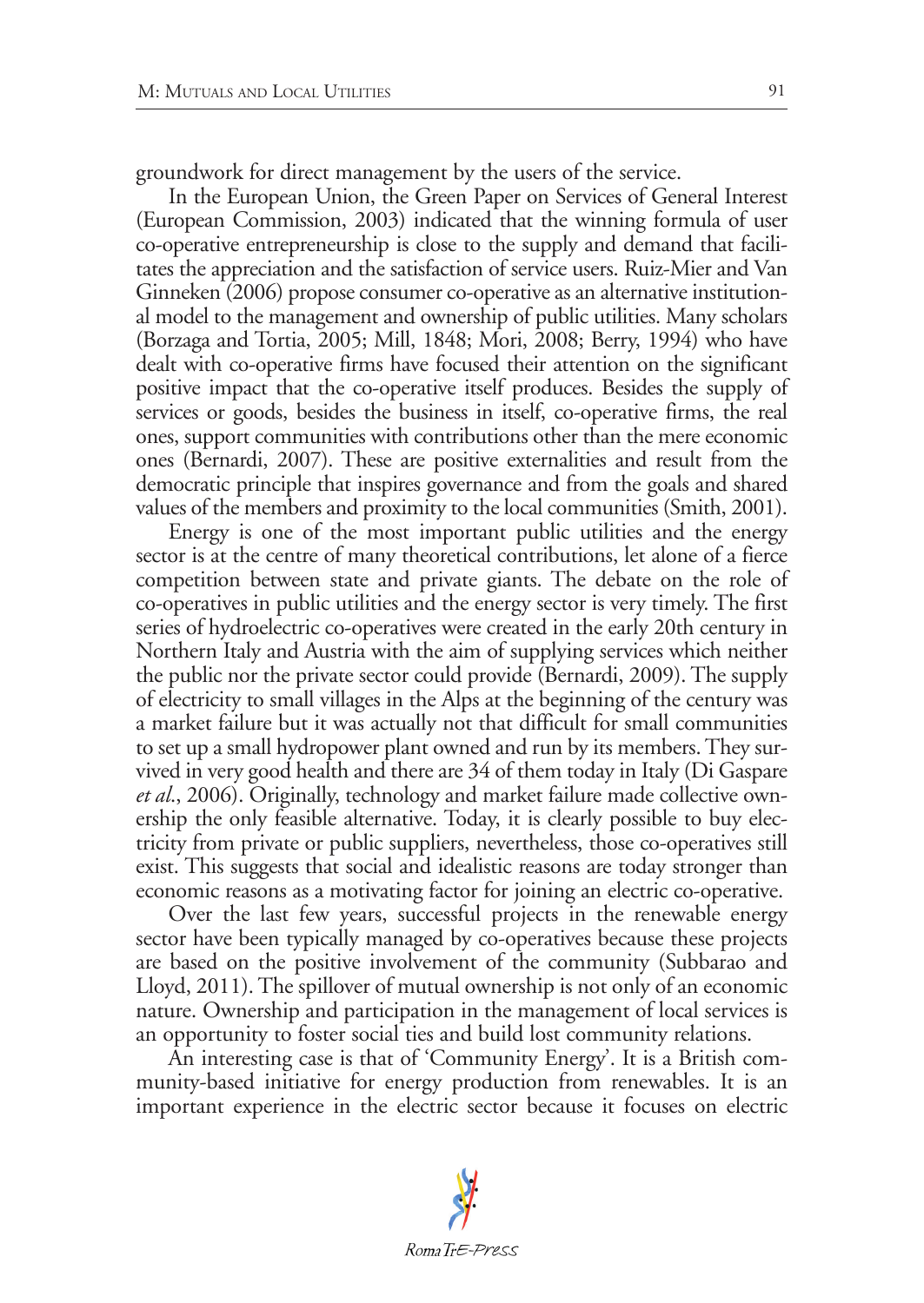groundwork for direct management by the users of the service.

In the European Union, the Green Paper on Services of General Interest (European Commission, 2003) indicated that the winning formula of user co-operative entrepreneurship is close to the supply and demand that facilitates the appreciation and the satisfaction of service users. Ruiz-Mier and Van Ginneken (2006) propose consumer co-operative as an alternative institutional model to the management and ownership of public utilities. Many scholars (Borzaga and Tortia, 2005; Mill, 1848; Mori, 2008; Berry, 1994) who have dealt with co-operative firms have focused their attention on the significant positive impact that the co-operative itself produces. Besides the supply of services or goods, besides the business in itself, co-operative firms, the real ones, support communities with contributions other than the mere economic ones (Bernardi, 2007). These are positive externalities and result from the democratic principle that inspires governance and from the goals and shared values of the members and proximity to the local communities (Smith, 2001).

Energy is one of the most important public utilities and the energy sector is at the centre of many theoretical contributions, let alone of a fierce competition between state and private giants. The debate on the role of co-operatives in public utilities and the energy sector is very timely. The first series of hydroelectric co-operatives were created in the early 20th century in Northern Italy and Austria with the aim of supplying services which neither the public nor the private sector could provide (Bernardi, 2009). The supply of electricity to small villages in the Alps at the beginning of the century was a market failure but it was actually not that difficult for small communities to set up a small hydropower plant owned and run by its members. They survived in very good health and there are 34 of them today in Italy (Di Gaspare *et al*., 2006). Originally, technology and market failure made collective ownership the only feasible alternative. Today, it is clearly possible to buy electricity from private or public suppliers, nevertheless, those co-operatives still exist. This suggests that social and idealistic reasons are today stronger than economic reasons as a motivating factor for joining an electric co-operative.

Over the last few years, successful projects in the renewable energy sector have been typically managed by co-operatives because these projects are based on the positive involvement of the community (Subbarao and Lloyd, 2011). The spillover of mutual ownership is not only of an economic nature. Ownership and participation in the management of local services is an opportunity to foster social ties and build lost community relations.

An interesting case is that of 'Community Energy'. It is a British community-based initiative for energy production from renewables. It is an important experience in the electric sector because it focuses on electric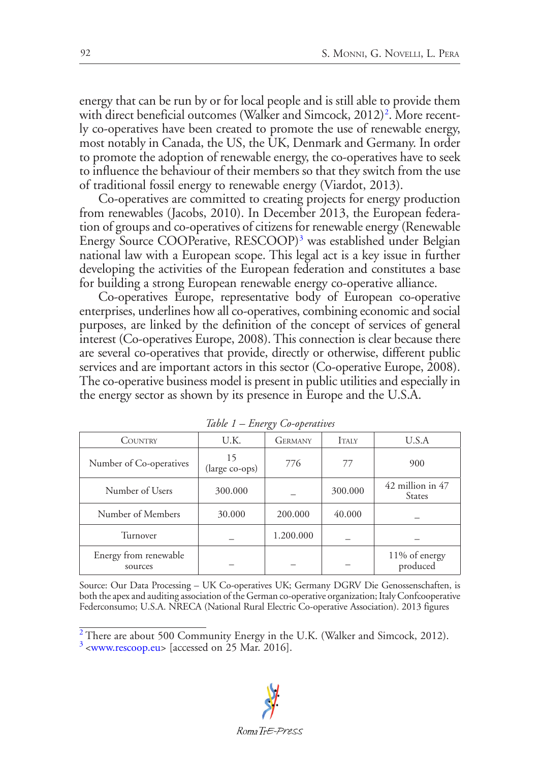energy that can be run by or for local people and is still able to provide them with direct beneficial outcomes (Walker and Simcock, 2012)[2]. More recently co-operatives have been created to promote the use of renewable energy, most notably in Canada, the US, the UK, Denmark and Germany. In order to promote the adoption of renewable energy, the co-operatives have to seek to influence the behaviour of their members so that they switch from the use of traditional fossil energy to renewable energy (Viardot, 2013).

Co-operatives are committed to creating projects for energy production from renewables (Jacobs, 2010). In December 2013, the European federation of groups and co-operatives of citizens for renewable energy (Renewable Energy Source COOPerative, RESCOOP)[3] was established under Belgian national law with a European scope. This legal act is a key issue in further developing the activities of the European federation and constitutes a base for building a strong European renewable energy co-operative alliance.

Co-operatives Europe, representative body of European co-operative enterprises, underlines how all co-operatives, combining economic and social purposes, are linked by the definition of the concept of services of general interest (Co-operatives Europe, 2008). This connection is clear because there are several co-operatives that provide, directly or otherwise, different public services and are important actors in this sector (Co-operative Europe, 2008). The co-operative business model is present in public utilities and especially in the energy sector as shown by its presence in Europe and the U.S.A.

*Table 1 – Energy Co-operatives*

| Country | U.K. | Germany | Italy | U.S.A |
|---|---|---|---|---|
| Number of Co-operatives | 15 (large co-ops) | 776 | 77 | 900 |
| Number of Users | 300.000 | – | 300.000 | 42 million in 47 States |
| Number of Members | 30.000 | 200.000 | 40.000 | – |
| Turnover | – | 1.200.000 | – | – |
| Energy from renewable sources | – | – | – | 11% of energy produced |

Source: Our Data Processing – UK Co-operatives UK; Germany DGRV Die Genossenschaften, is both the apex and auditing association of the German co-operative organization; Italy Confcooperative Federconsumo; U.S.A. NRECA (National Rural Electric Co-operative Association). 2013 figures

[2] There are about 500 Community Energy in the U.K. (Walker and Simcock, 2012).

[3] <www.rescoop.eu> [accessed on 25 Mar. 2016].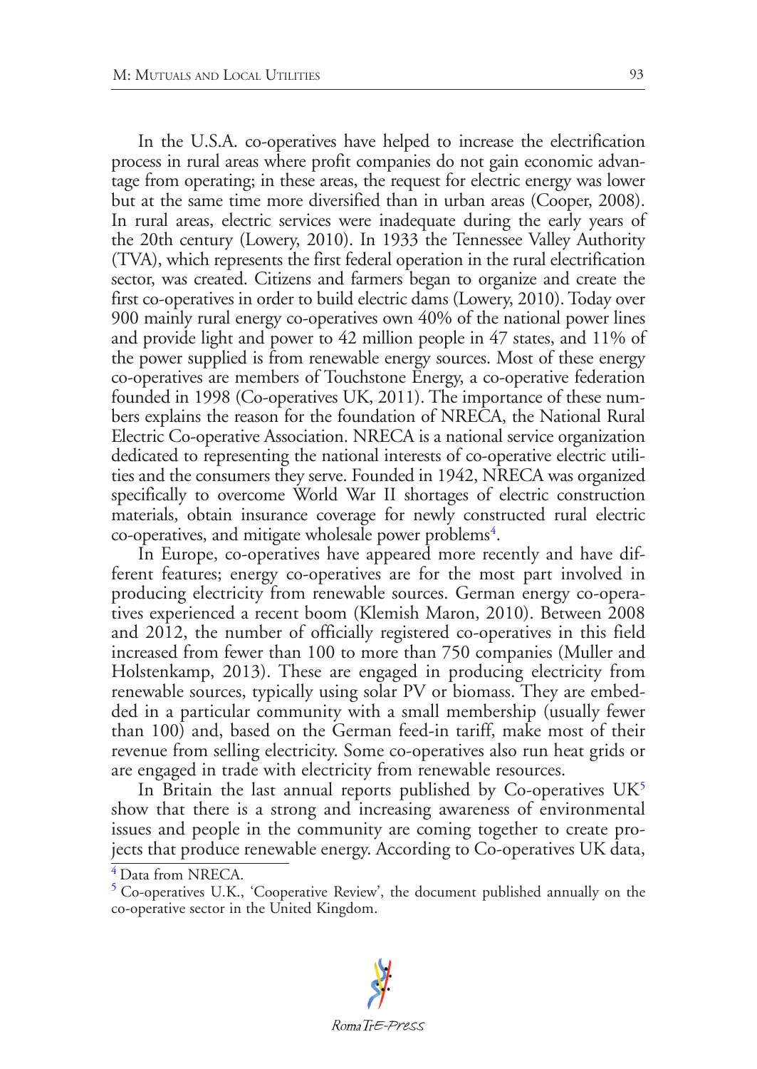In the U.S.A. co-operatives have helped to increase the electrification process in rural areas where profit companies do not gain economic advantage from operating; in these areas, the request for electric energy was lower but at the same time more diversified than in urban areas (Cooper, 2008). In rural areas, electric services were inadequate during the early years of the 20th century (Lowery, 2010). In 1933 the Tennessee Valley Authority (TVA), which represents the first federal operation in the rural electrification sector, was created. Citizens and farmers began to organize and create the first co-operatives in order to build electric dams (Lowery, 2010). Today over 900 mainly rural energy co-operatives own 40% of the national power lines and provide light and power to 42 million people in 47 states, and 11% of the power supplied is from renewable energy sources. Most of these energy co-operatives are members of Touchstone Energy, a co-operative federation founded in 1998 (Co-operatives UK, 2011). The importance of these numbers explains the reason for the foundation of NRECA, the National Rural Electric Co-operative Association. NRECA is a national service organization dedicated to representing the national interests of co-operative electric utilities and the consumers they serve. Founded in 1942, NRECA was organized specifically to overcome World War II shortages of electric construction materials, obtain insurance coverage for newly constructed rural electric co-operatives, and mitigate wholesale power problems[4].

In Europe, co-operatives have appeared more recently and have different features; energy co-operatives are for the most part involved in producing electricity from renewable sources. German energy co-operatives experienced a recent boom (Klemish Maron, 2010). Between 2008 and 2012, the number of officially registered co-operatives in this field increased from fewer than 100 to more than 750 companies (Muller and Holstenkamp, 2013). These are engaged in producing electricity from renewable sources, typically using solar PV or biomass. They are embedded in a particular community with a small membership (usually fewer than 100) and, based on the German feed-in tariff, make most of their revenue from selling electricity. Some co-operatives also run heat grids or are engaged in trade with electricity from renewable resources.

In Britain the last annual reports published by Co-operatives UK[5] show that there is a strong and increasing awareness of environmental issues and people in the community are coming together to create projects that produce renewable energy. According to Co-operatives UK data,

[4] Data from NRECA.

[5] Co-operatives U.K., 'Cooperative Review', the document published annually on the co-operative sector in the United Kingdom.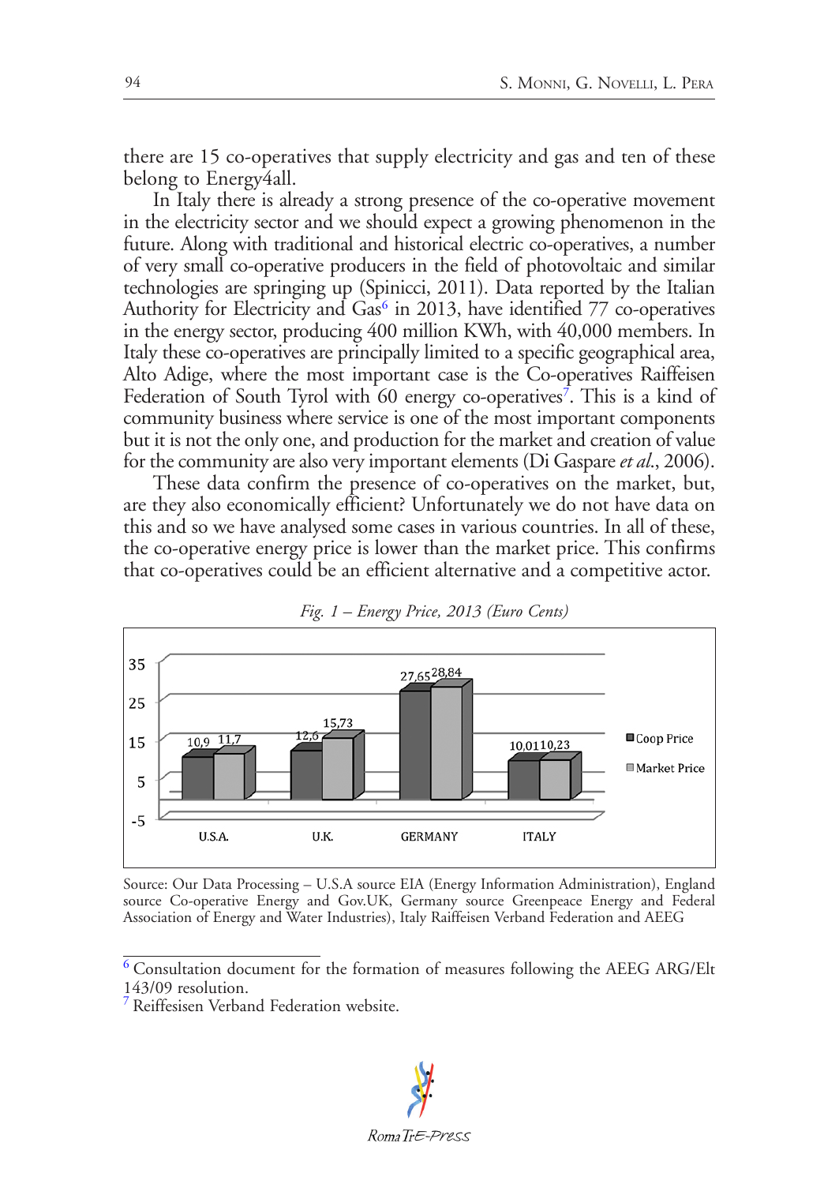there are 15 co-operatives that supply electricity and gas and ten of these belong to Energy4all.

In Italy there is already a strong presence of the co-operative movement in the electricity sector and we should expect a growing phenomenon in the future. Along with traditional and historical electric co-operatives, a number of very small co-operative producers in the field of photovoltaic and similar technologies are springing up (Spinicci, 2011). Data reported by the Italian Authority for Electricity and Gas[6] in 2013, have identified 77 co-operatives in the energy sector, producing 400 million KWh, with 40,000 members. In Italy these co-operatives are principally limited to a specific geographical area, Alto Adige, where the most important case is the Co-operatives Raiffeisen Federation of South Tyrol with 60 energy co-operatives[7]. This is a kind of community business where service is one of the most important components but it is not the only one, and production for the market and creation of value for the community are also very important elements (Di Gaspare *et al*., 2006).

These data confirm the presence of co-operatives on the market, but, are they also economically efficient? Unfortunately we do not have data on this and so we have analysed some cases in various countries. In all of these, the co-operative energy price is lower than the market price. This confirms that co-operatives could be an efficient alternative and a competitive actor.

*Fig. 1 – Energy Price, 2013 (Euro Cents)*

| | Coop Price | Market Price |
|---|---|---|
| U.S.A. | 10,9 | 11,7 |
| U.K. | 12,6 | 15,73 |
| GERMANY | 27,65 | 28,84 |
| ITALY | 10,01 | 10,23 |

Source: Our Data Processing – U.S.A source EIA (Energy Information Administration), England source Co-operative Energy and Gov.UK, Germany source Greenpeace Energy and Federal Association of Energy and Water Industries), Italy Raiffeisen Verband Federation and AEEG

[6] Consultation document for the formation of measures following the AEEG ARG/Elt 143/09 resolution.

[7] Reiffeisen Verband Federation website.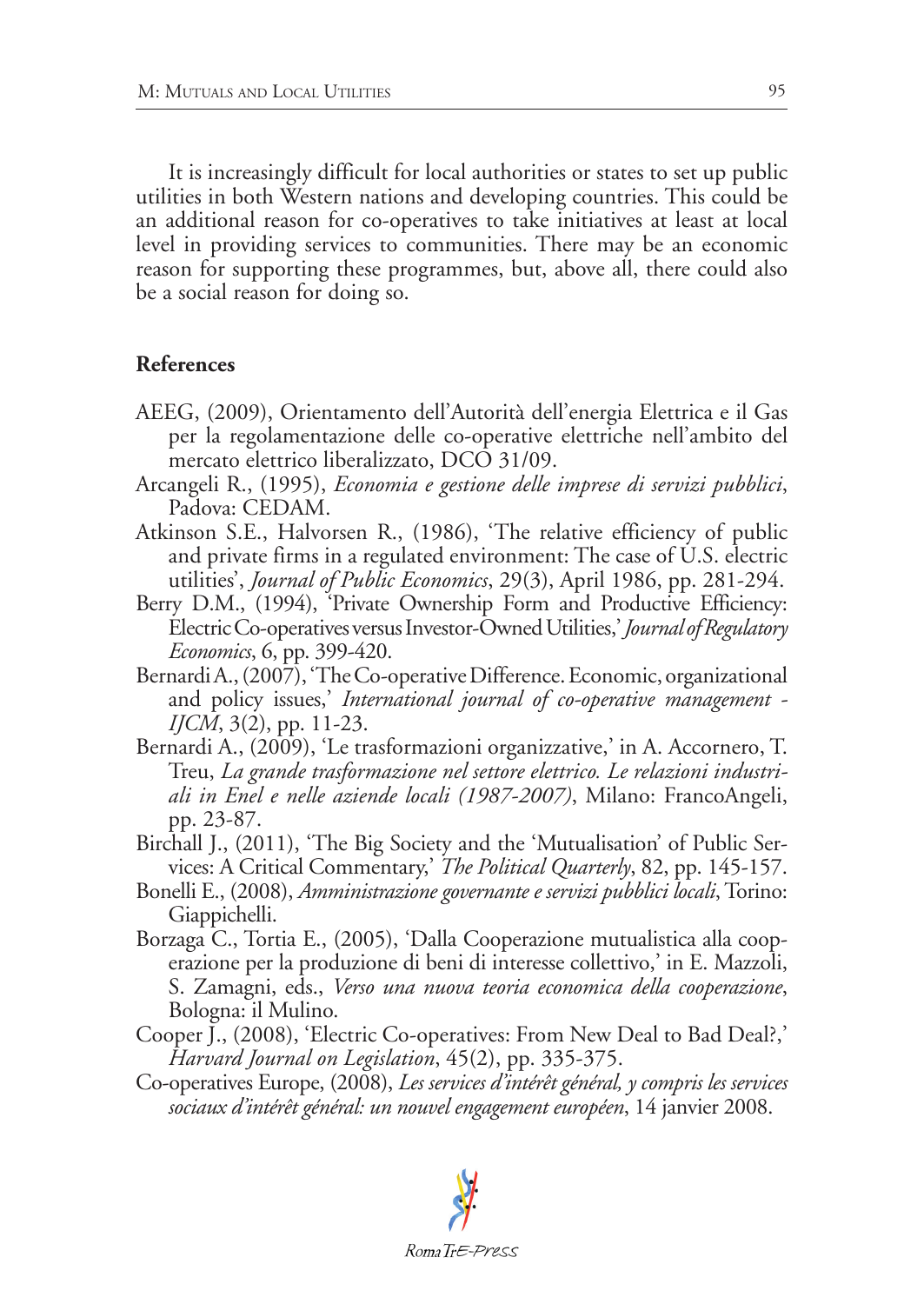It is increasingly difficult for local authorities or states to set up public utilities in both Western nations and developing countries. This could be an additional reason for co-operatives to take initiatives at least at local level in providing services to communities. There may be an economic reason for supporting these programmes, but, above all, there could also be a social reason for doing so.

## References

AEEG, (2009), Orientamento dell'Autorità dell'energia Elettrica e il Gas per la regolamentazione delle co-operative elettriche nell'ambito del mercato elettrico liberalizzato, DCO 31/09.

Arcangeli R., (1995), *Economia e gestione delle imprese di servizi pubblici*, Padova: CEDAM.

Atkinson S.E., Halvorsen R., (1986), 'The relative efficiency of public and private firms in a regulated environment: The case of U.S. electric utilities', *Journal of Public Economics*, 29(3), April 1986, pp. 281-294.

Berry D.M., (1994), 'Private Ownership Form and Productive Efficiency: Electric Co-operatives versus Investor-Owned Utilities,' *Journal of Regulatory Economics*, 6, pp. 399-420.

Bernardi A., (2007), 'The Co-operative Difference. Economic, organizational and policy issues,' *International journal of co-operative management - IJCM*, 3(2), pp. 11-23.

Bernardi A., (2009), 'Le trasformazioni organizzative,' in A. Accornero, T. Treu, *La grande trasformazione nel settore elettrico. Le relazioni industriali in Enel e nelle aziende locali (1987-2007)*, Milano: FrancoAngeli, pp. 23-87.

Birchall J., (2011), 'The Big Society and the 'Mutualisation' of Public Services: A Critical Commentary,' *The Political Quarterly*, 82, pp. 145-157.

Bonelli E., (2008), *Amministrazione governante e servizi pubblici locali*, Torino: Giappichelli.

Borzaga C., Tortia E., (2005), 'Dalla Cooperazione mutualistica alla cooperazione per la produzione di beni di interesse collettivo,' in E. Mazzoli, S. Zamagni, eds., *Verso una nuova teoria economica della cooperazione*, Bologna: il Mulino.

Cooper J., (2008), 'Electric Co-operatives: From New Deal to Bad Deal?,' *Harvard Journal on Legislation*, 45(2), pp. 335-375.

Co-operatives Europe, (2008), *Les services d'intérêt général, y compris les services sociaux d'intérêt général: un nouvel engagement européen*, 14 janvier 2008.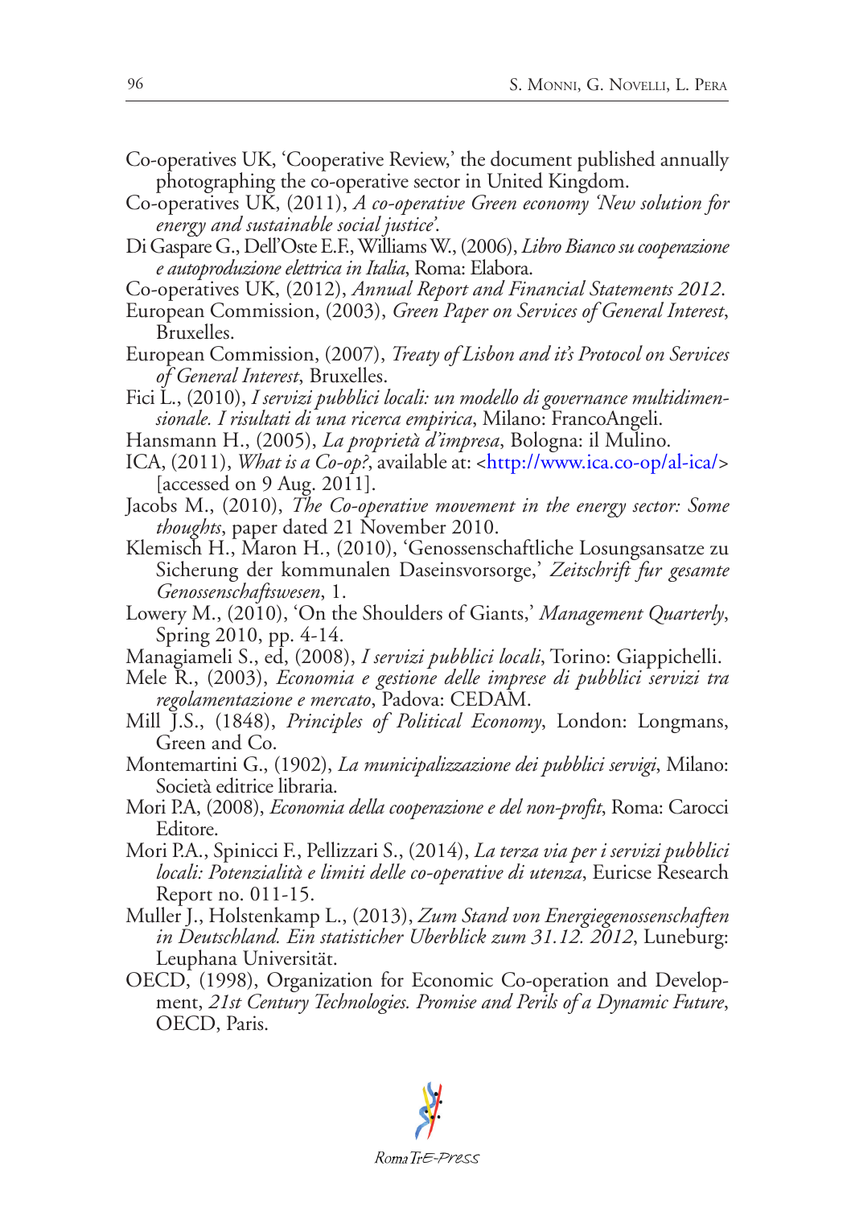Co-operatives UK, 'Cooperative Review,' the document published annually photographing the co-operative sector in United Kingdom.

Co-operatives UK, (2011), *A co-operative Green economy 'New solution for energy and sustainable social justice'*.

Di Gaspare G., Dell'Oste E.F., Williams W., (2006), *Libro Bianco su cooperazione e autoproduzione elettrica in Italia*, Roma: Elabora.

Co-operatives UK, (2012), *Annual Report and Financial Statements 2012*.

European Commission, (2003), *Green Paper on Services of General Interest*, Bruxelles.

European Commission, (2007), *Treaty of Lisbon and it's Protocol on Services of General Interest*, Bruxelles.

Fici L., (2010), *I servizi pubblici locali: un modello di governance multidimensionale. I risultati di una ricerca empirica*, Milano: FrancoAngeli.

Hansmann H., (2005), *La proprietà d'impresa*, Bologna: il Mulino.

ICA, (2011), *What is a Co-op?*, available at: <http://www.ica.co-op/al-ica/> [accessed on 9 Aug. 2011].

Jacobs M., (2010), *The Co-operative movement in the energy sector: Some thoughts*, paper dated 21 November 2010.

Klemisch H., Maron H., (2010), 'Genossenschaftliche Losungsansatze zu Sicherung der kommunalen Daseinsvorsorge,' *Zeitschrift fur gesamte Genossenschaftswesen*, 1.

Lowery M., (2010), 'On the Shoulders of Giants,' *Management Quarterly*, Spring 2010, pp. 4-14.

Managiameli S., ed, (2008), *I servizi pubblici locali*, Torino: Giappichelli.

Mele R., (2003), *Economia e gestione delle imprese di pubblici servizi tra regolamentazione e mercato*, Padova: CEDAM.

Mill J.S., (1848), *Principles of Political Economy*, London: Longmans, Green and Co.

Montemartini G., (1902), *La municipalizzazione dei pubblici servigi*, Milano: Società editrice libraria.

Mori P.A, (2008), *Economia della cooperazione e del non-profit*, Roma: Carocci Editore.

Mori P.A., Spinicci F., Pellizzari S., (2014), *La terza via per i servizi pubblici locali: Potenzialità e limiti delle co-operative di utenza*, Euricse Research Report no. 011-15.

Muller J., Holstenkamp L., (2013), *Zum Stand von Energiegenossenschaften in Deutschland. Ein statisticher Uberblick zum 31.12. 2012*, Luneburg: Leuphana Universität.

OECD, (1998), Organization for Economic Co-operation and Development, *21st Century Technologies. Promise and Perils of a Dynamic Future*, OECD, Paris.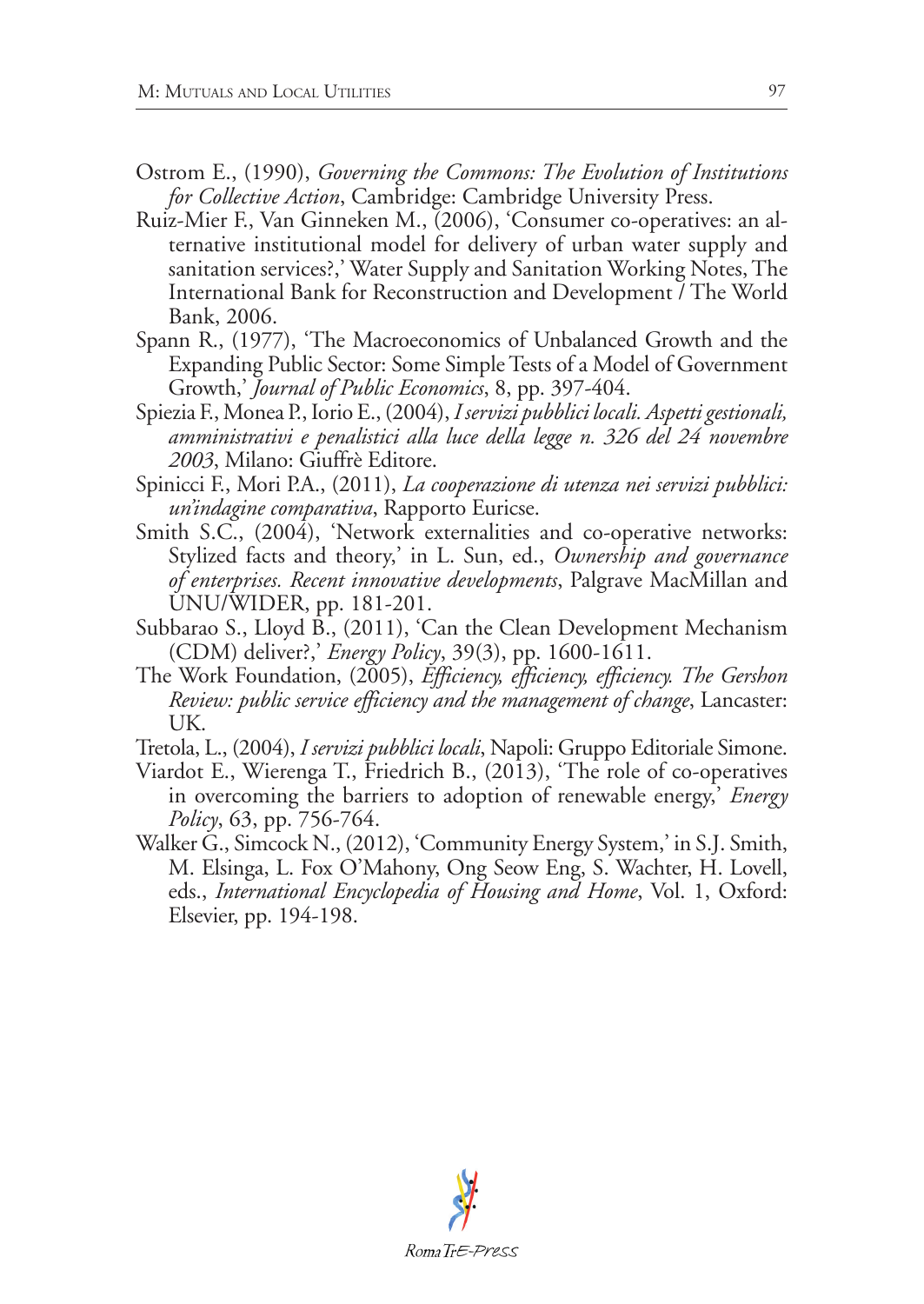Ostrom E., (1990), *Governing the Commons: The Evolution of Institutions for Collective Action*, Cambridge: Cambridge University Press.

Ruiz-Mier F., Van Ginneken M., (2006), 'Consumer co-operatives: an alternative institutional model for delivery of urban water supply and sanitation services?,' Water Supply and Sanitation Working Notes, The International Bank for Reconstruction and Development / The World Bank, 2006.

Spann R., (1977), 'The Macroeconomics of Unbalanced Growth and the Expanding Public Sector: Some Simple Tests of a Model of Government Growth,' *Journal of Public Economics*, 8, pp. 397-404.

Spiezia F., Monea P., Iorio E., (2004), *I servizi pubblici locali. Aspetti gestionali, amministrativi e penalistici alla luce della legge n. 326 del 24 novembre 2003*, Milano: Giuffrè Editore.

Spinicci F., Mori P.A., (2011), *La cooperazione di utenza nei servizi pubblici: un'indagine comparativa*, Rapporto Euricse.

Smith S.C., (2004), 'Network externalities and co-operative networks: Stylized facts and theory,' in L. Sun, ed., *Ownership and governance of enterprises. Recent innovative developments*, Palgrave MacMillan and UNU/WIDER, pp. 181-201.

Subbarao S., Lloyd B., (2011), 'Can the Clean Development Mechanism (CDM) deliver?,' *Energy Policy*, 39(3), pp. 1600-1611.

The Work Foundation, (2005), *Efficiency, efficiency, efficiency. The Gershon Review: public service efficiency and the management of change*, Lancaster: UK.

Tretola, L., (2004), *I servizi pubblici locali*, Napoli: Gruppo Editoriale Simone.

Viardot E., Wierenga T., Friedrich B., (2013), 'The role of co-operatives in overcoming the barriers to adoption of renewable energy,' *Energy Policy*, 63, pp. 756-764.

Walker G., Simcock N., (2012), 'Community Energy System,' in S.J. Smith, M. Elsinga, L. Fox O'Mahony, Ong Seow Eng, S. Wachter, H. Lovell, eds., *International Encyclopedia of Housing and Home*, Vol. 1, Oxford: Elsevier, pp. 194-198.